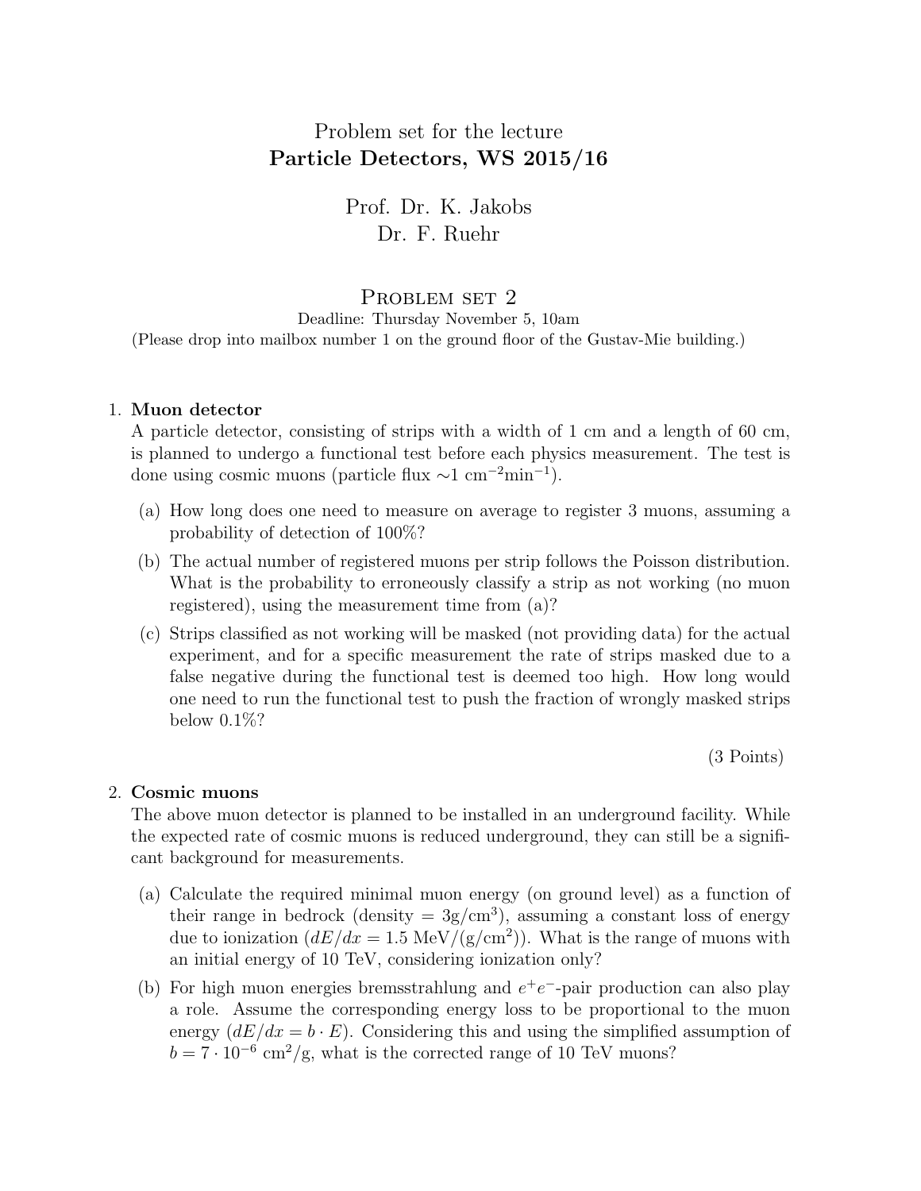# Problem set for the lecture
## Particle Detectors, WS 2015/16

Prof. Dr. K. Jakobs
Dr. F. Ruehr

## Problem set 2

Deadline: Thursday November 5, 10am
(Please drop into mailbox number 1 on the ground floor of the Gustav-Mie building.)

1. **Muon detector**
   A particle detector, consisting of strips with a width of 1 cm and a length of 60 cm, is planned to undergo a functional test before each physics measurement. The test is done using cosmic muons (particle flux $\sim$1 cm$^{-2}$min$^{-1}$).

   (a) How long does one need to measure on average to register 3 muons, assuming a probability of detection of 100%?

   (b) The actual number of registered muons per strip follows the Poisson distribution. What is the probability to erroneously classify a strip as not working (no muon registered), using the measurement time from (a)?

   (c) Strips classified as not working will be masked (not providing data) for the actual experiment, and for a specific measurement the rate of strips masked due to a false negative during the functional test is deemed too high. How long would one need to run the functional test to push the fraction of wrongly masked strips below 0.1%?

   (3 Points)

2. **Cosmic muons**
   The above muon detector is planned to be installed in an underground facility. While the expected rate of cosmic muons is reduced underground, they can still be a significant background for measurements.

   (a) Calculate the required minimal muon energy (on ground level) as a function of their range in bedrock (density = 3g/cm$^3$), assuming a constant loss of energy due to ionization ($dE/dx = 1.5$ MeV/(g/cm$^2$)). What is the range of muons with an initial energy of 10 TeV, considering ionization only?

   (b) For high muon energies bremsstrahlung and $e^+e^-$-pair production can also play a role. Assume the corresponding energy loss to be proportional to the muon energy ($dE/dx = b \cdot E$). Considering this and using the simplified assumption of $b = 7 \cdot 10^{-6}$ cm$^2$/g, what is the corrected range of 10 TeV muons?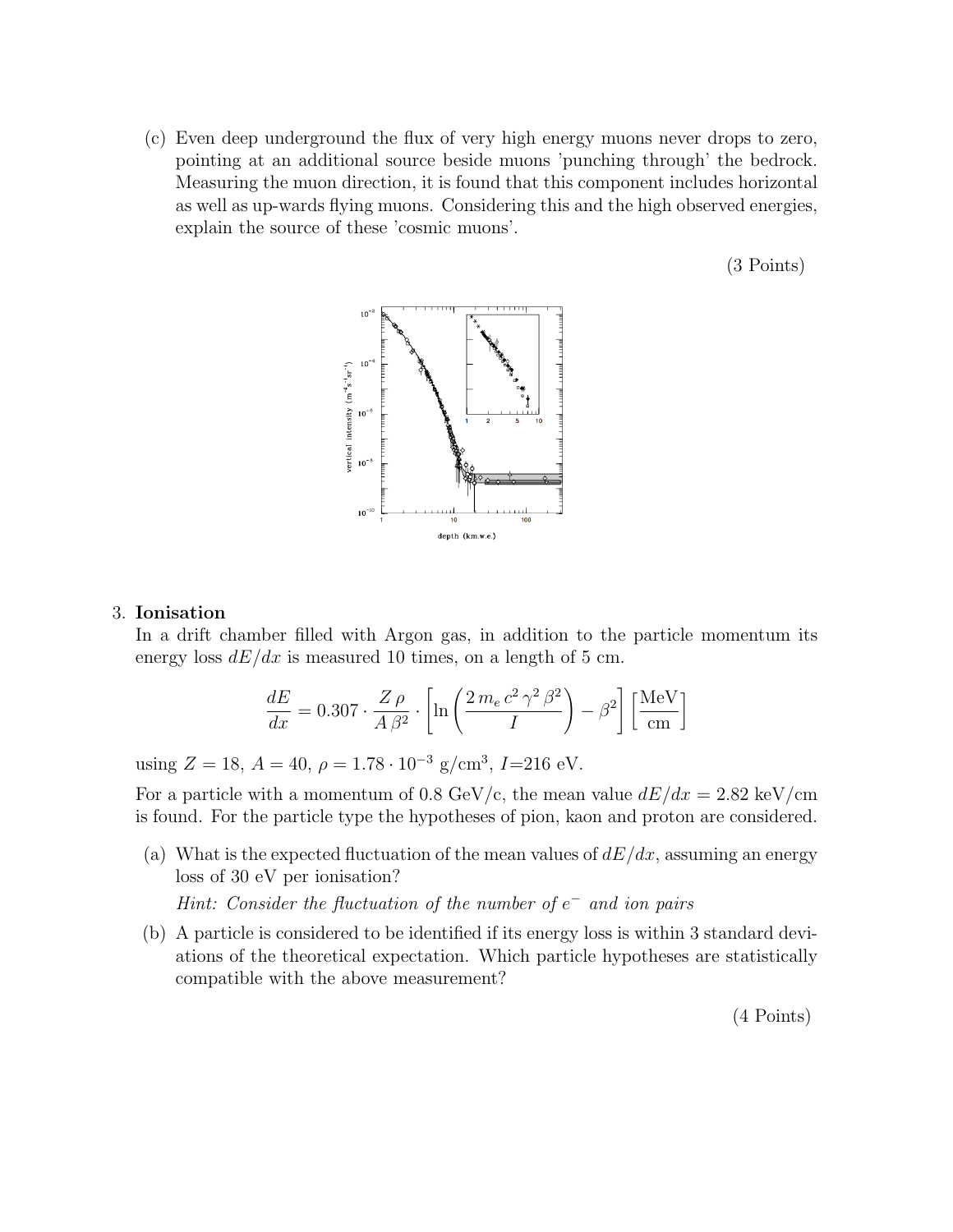(c) Even deep underground the flux of very high energy muons never drops to zero, pointing at an additional source beside muons 'punching through' the bedrock. Measuring the muon direction, it is found that this component includes horizontal as well as up-wards flying muons. Considering this and the high observed energies, explain the source of these 'cosmic muons'.

(3 Points)

vertical intensity (m⁻² s⁻¹ sr⁻¹)

10⁻² 10⁻⁴ 10⁻⁶ 10⁻⁸ 10⁻¹⁰

1 10 100

depth (km.w.e.)

1 2 5 10

3. **Ionisation**

In a drift chamber filled with Argon gas, in addition to the particle momentum its energy loss $dE/dx$ is measured 10 times, on a length of 5 cm.

$$\frac{dE}{dx} = 0.307 \cdot \frac{Z\,\rho}{A\,\beta^2} \cdot \left[ \ln\left( \frac{2\,m_e\,c^2\,\gamma^2\,\beta^2}{I} \right) - \beta^2 \right] \left[ \frac{\text{MeV}}{\text{cm}} \right]$$

using $Z = 18$, $A = 40$, $\rho = 1.78 \cdot 10^{-3}$ g/cm$^3$, $I$=216 eV.

For a particle with a momentum of 0.8 GeV/c, the mean value $dE/dx = 2.82$ keV/cm is found. For the particle type the hypotheses of pion, kaon and proton are considered.

(a) What is the expected fluctuation of the mean values of $dE/dx$, assuming an energy loss of 30 eV per ionisation?

*Hint: Consider the fluctuation of the number of $e^-$ and ion pairs*

(b) A particle is considered to be identified if its energy loss is within 3 standard deviations of the theoretical expectation. Which particle hypotheses are statistically compatible with the above measurement?

(4 Points)